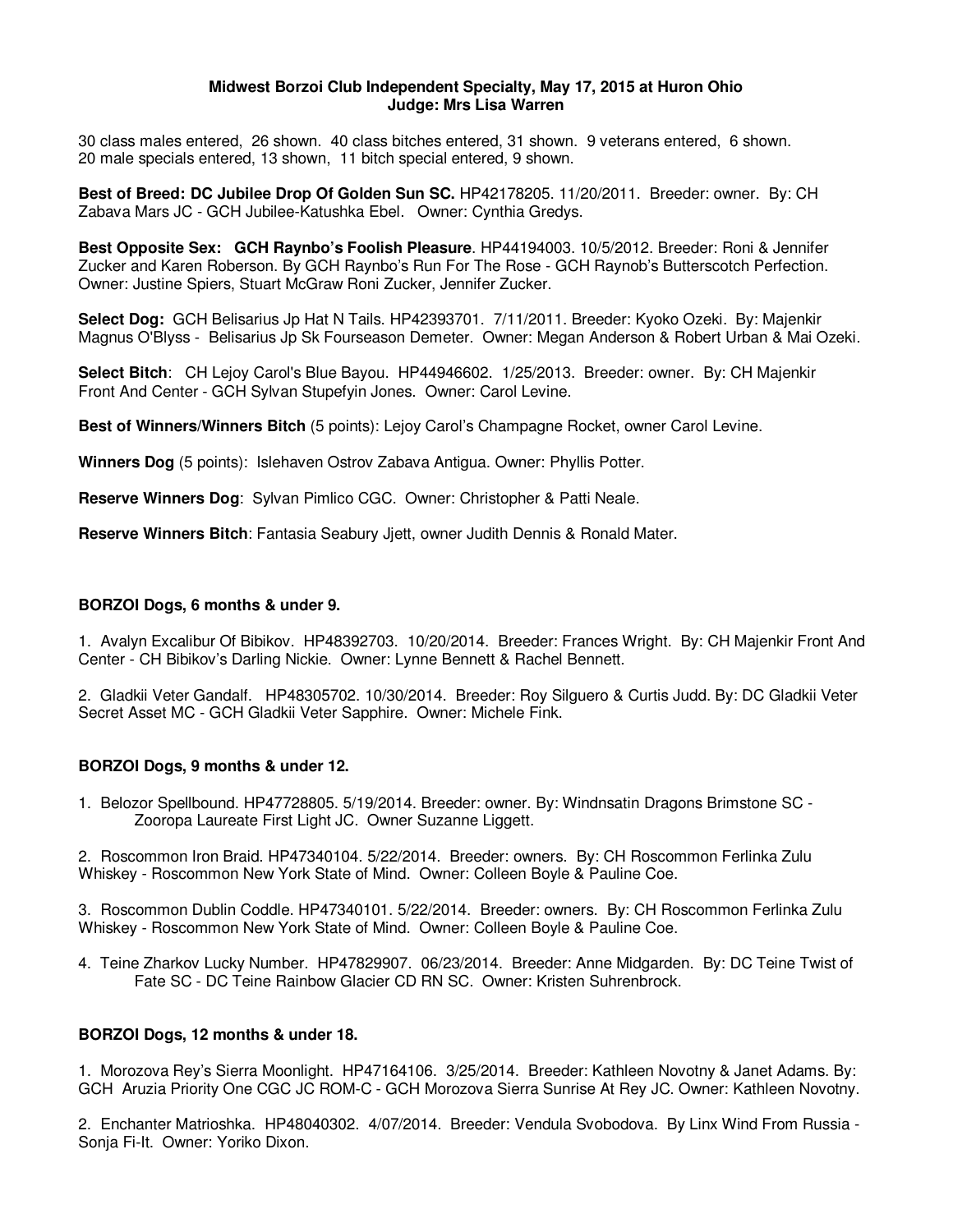**Midwest Borzoi Club Independent Specialty, May 17, 2015 at Huron Ohio**
**Judge: Mrs Lisa Warren**

30 class males entered, 26 shown. 40 class bitches entered, 31 shown. 9 veterans entered, 6 shown.
20 male specials entered, 13 shown, 11 bitch special entered, 9 shown.

**Best of Breed: DC Jubilee Drop Of Golden Sun SC.** HP42178205. 11/20/2011. Breeder: owner. By: CH Zabava Mars JC - GCH Jubilee-Katushka Ebel. Owner: Cynthia Gredys.

**Best Opposite Sex: GCH Raynbo's Foolish Pleasure**. HP44194003. 10/5/2012. Breeder: Roni & Jennifer Zucker and Karen Roberson. By GCH Raynbo's Run For The Rose - GCH Raynob's Butterscotch Perfection. Owner: Justine Spiers, Stuart McGraw Roni Zucker, Jennifer Zucker.

**Select Dog:** GCH Belisarius Jp Hat N Tails. HP42393701. 7/11/2011. Breeder: Kyoko Ozeki. By: Majenkir Magnus O'Blyss - Belisarius Jp Sk Fourseason Demeter. Owner: Megan Anderson & Robert Urban & Mai Ozeki.

**Select Bitch**: CH Lejoy Carol's Blue Bayou. HP44946602. 1/25/2013. Breeder: owner. By: CH Majenkir Front And Center - GCH Sylvan Stupefyin Jones. Owner: Carol Levine.

**Best of Winners/Winners Bitch** (5 points): Lejoy Carol's Champagne Rocket, owner Carol Levine.

**Winners Dog** (5 points): Islehaven Ostrov Zabava Antigua. Owner: Phyllis Potter.

**Reserve Winners Dog**: Sylvan Pimlico CGC. Owner: Christopher & Patti Neale.

**Reserve Winners Bitch**: Fantasia Seabury Jjett, owner Judith Dennis & Ronald Mater.

### BORZOI Dogs, 6 months & under 9.

1. Avalyn Excalibur Of Bibikov. HP48392703. 10/20/2014. Breeder: Frances Wright. By: CH Majenkir Front And Center - CH Bibikov's Darling Nickie. Owner: Lynne Bennett & Rachel Bennett.

2. Gladkii Veter Gandalf. HP48305702. 10/30/2014. Breeder: Roy Silguero & Curtis Judd. By: DC Gladkii Veter Secret Asset MC - GCH Gladkii Veter Sapphire. Owner: Michele Fink.

### BORZOI Dogs, 9 months & under 12.

1. Belozor Spellbound. HP47728805. 5/19/2014. Breeder: owner. By: Windnsatin Dragons Brimstone SC - Zooropa Laureate First Light JC. Owner Suzanne Liggett.

2. Roscommon Iron Braid. HP47340104. 5/22/2014. Breeder: owners. By: CH Roscommon Ferlinka Zulu Whiskey - Roscommon New York State of Mind. Owner: Colleen Boyle & Pauline Coe.

3. Roscommon Dublin Coddle. HP47340101. 5/22/2014. Breeder: owners. By: CH Roscommon Ferlinka Zulu Whiskey - Roscommon New York State of Mind. Owner: Colleen Boyle & Pauline Coe.

4. Teine Zharkov Lucky Number. HP47829907. 06/23/2014. Breeder: Anne Midgarden. By: DC Teine Twist of Fate SC - DC Teine Rainbow Glacier CD RN SC. Owner: Kristen Suhrenbrock.

### BORZOI Dogs, 12 months & under 18.

1. Morozova Rey's Sierra Moonlight. HP47164106. 3/25/2014. Breeder: Kathleen Novotny & Janet Adams. By: GCH Aruzia Priority One CGC JC ROM-C - GCH Morozova Sierra Sunrise At Rey JC. Owner: Kathleen Novotny.

2. Enchanter Matrioshka. HP48040302. 4/07/2014. Breeder: Vendula Svobodova. By Linx Wind From Russia - Sonja Fi-It. Owner: Yoriko Dixon.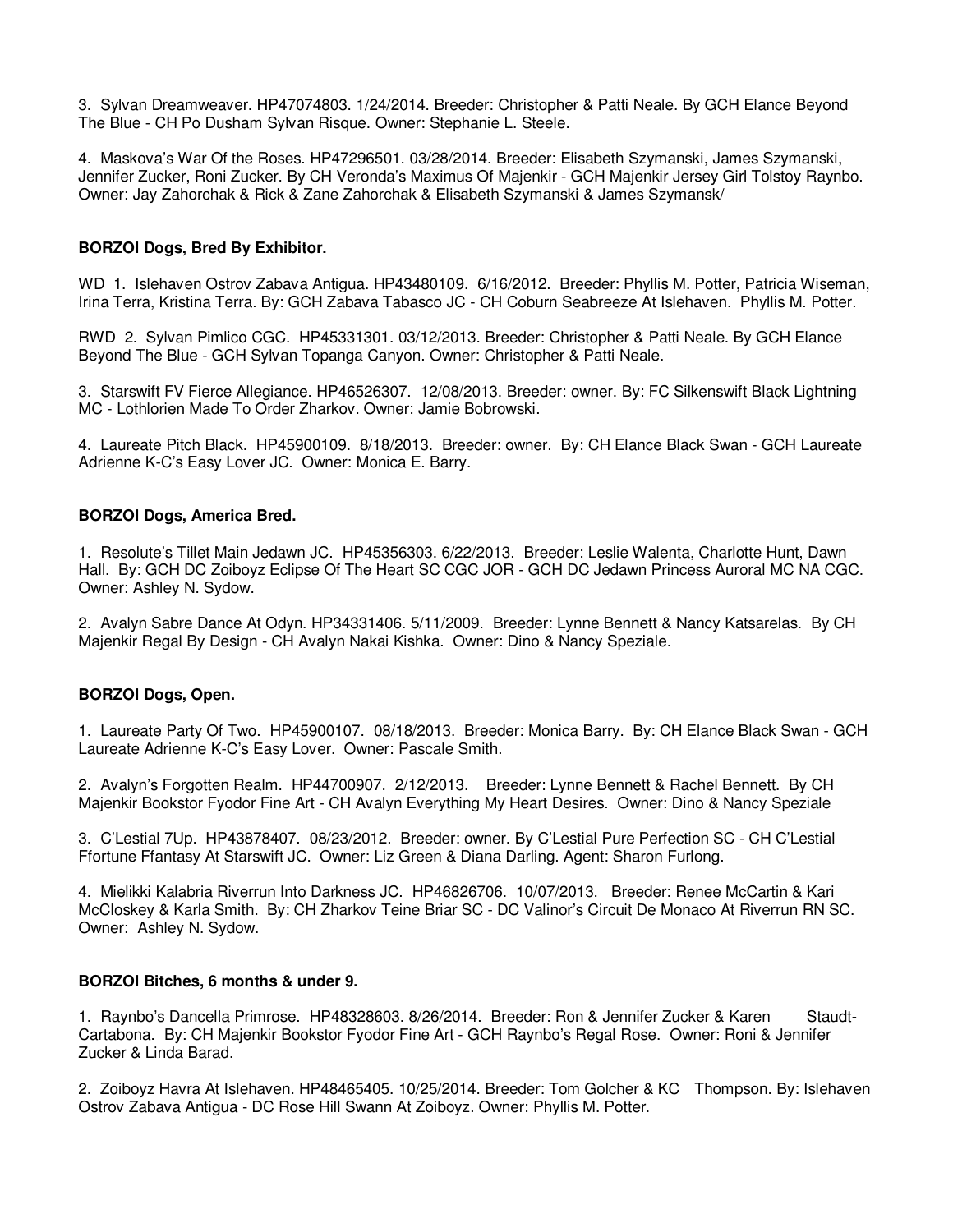3. Sylvan Dreamweaver. HP47074803. 1/24/2014. Breeder: Christopher & Patti Neale. By GCH Elance Beyond The Blue - CH Po Dusham Sylvan Risque. Owner: Stephanie L. Steele.

4. Maskova's War Of the Roses. HP47296501. 03/28/2014. Breeder: Elisabeth Szymanski, James Szymanski, Jennifer Zucker, Roni Zucker. By CH Veronda's Maximus Of Majenkir - GCH Majenkir Jersey Girl Tolstoy Raynbo. Owner: Jay Zahorchak & Rick & Zane Zahorchak & Elisabeth Szymanski & James Szymansk/

**BORZOI Dogs, Bred By Exhibitor.**

WD 1. Islehaven Ostrov Zabava Antigua. HP43480109. 6/16/2012. Breeder: Phyllis M. Potter, Patricia Wiseman, Irina Terra, Kristina Terra. By: GCH Zabava Tabasco JC - CH Coburn Seabreeze At Islehaven. Phyllis M. Potter.

RWD 2. Sylvan Pimlico CGC. HP45331301. 03/12/2013. Breeder: Christopher & Patti Neale. By GCH Elance Beyond The Blue - GCH Sylvan Topanga Canyon. Owner: Christopher & Patti Neale.

3. Starswift FV Fierce Allegiance. HP46526307. 12/08/2013. Breeder: owner. By: FC Silkenswift Black Lightning MC - Lothlorien Made To Order Zharkov. Owner: Jamie Bobrowski.

4. Laureate Pitch Black. HP45900109. 8/18/2013. Breeder: owner. By: CH Elance Black Swan - GCH Laureate Adrienne K-C's Easy Lover JC. Owner: Monica E. Barry.

**BORZOI Dogs, America Bred.**

1. Resolute's Tillet Main Jedawn JC. HP45356303. 6/22/2013. Breeder: Leslie Walenta, Charlotte Hunt, Dawn Hall. By: GCH DC Zoiboyz Eclipse Of The Heart SC CGC JOR - GCH DC Jedawn Princess Auroral MC NA CGC. Owner: Ashley N. Sydow.

2. Avalyn Sabre Dance At Odyn. HP34331406. 5/11/2009. Breeder: Lynne Bennett & Nancy Katsarelas. By CH Majenkir Regal By Design - CH Avalyn Nakai Kishka. Owner: Dino & Nancy Speziale.

**BORZOI Dogs, Open.**

1. Laureate Party Of Two. HP45900107. 08/18/2013. Breeder: Monica Barry. By: CH Elance Black Swan - GCH Laureate Adrienne K-C's Easy Lover. Owner: Pascale Smith.

2. Avalyn's Forgotten Realm. HP44700907. 2/12/2013. Breeder: Lynne Bennett & Rachel Bennett. By CH Majenkir Bookstor Fyodor Fine Art - CH Avalyn Everything My Heart Desires. Owner: Dino & Nancy Speziale

3. C'Lestial 7Up. HP43878407. 08/23/2012. Breeder: owner. By C'Lestial Pure Perfection SC - CH C'Lestial Ffortune Ffantasy At Starswift JC. Owner: Liz Green & Diana Darling. Agent: Sharon Furlong.

4. Mielikki Kalabria Riverrun Into Darkness JC. HP46826706. 10/07/2013. Breeder: Renee McCartin & Kari McCloskey & Karla Smith. By: CH Zharkov Teine Briar SC - DC Valinor's Circuit De Monaco At Riverrun RN SC. Owner: Ashley N. Sydow.

**BORZOI Bitches, 6 months & under 9.**

1. Raynbo's Dancella Primrose. HP48328603. 8/26/2014. Breeder: Ron & Jennifer Zucker & Karen Staudt-Cartabona. By: CH Majenkir Bookstor Fyodor Fine Art - GCH Raynbo's Regal Rose. Owner: Roni & Jennifer Zucker & Linda Barad.

2. Zoiboyz Havra At Islehaven. HP48465405. 10/25/2014. Breeder: Tom Golcher & KC Thompson. By: Islehaven Ostrov Zabava Antigua - DC Rose Hill Swann At Zoiboyz. Owner: Phyllis M. Potter.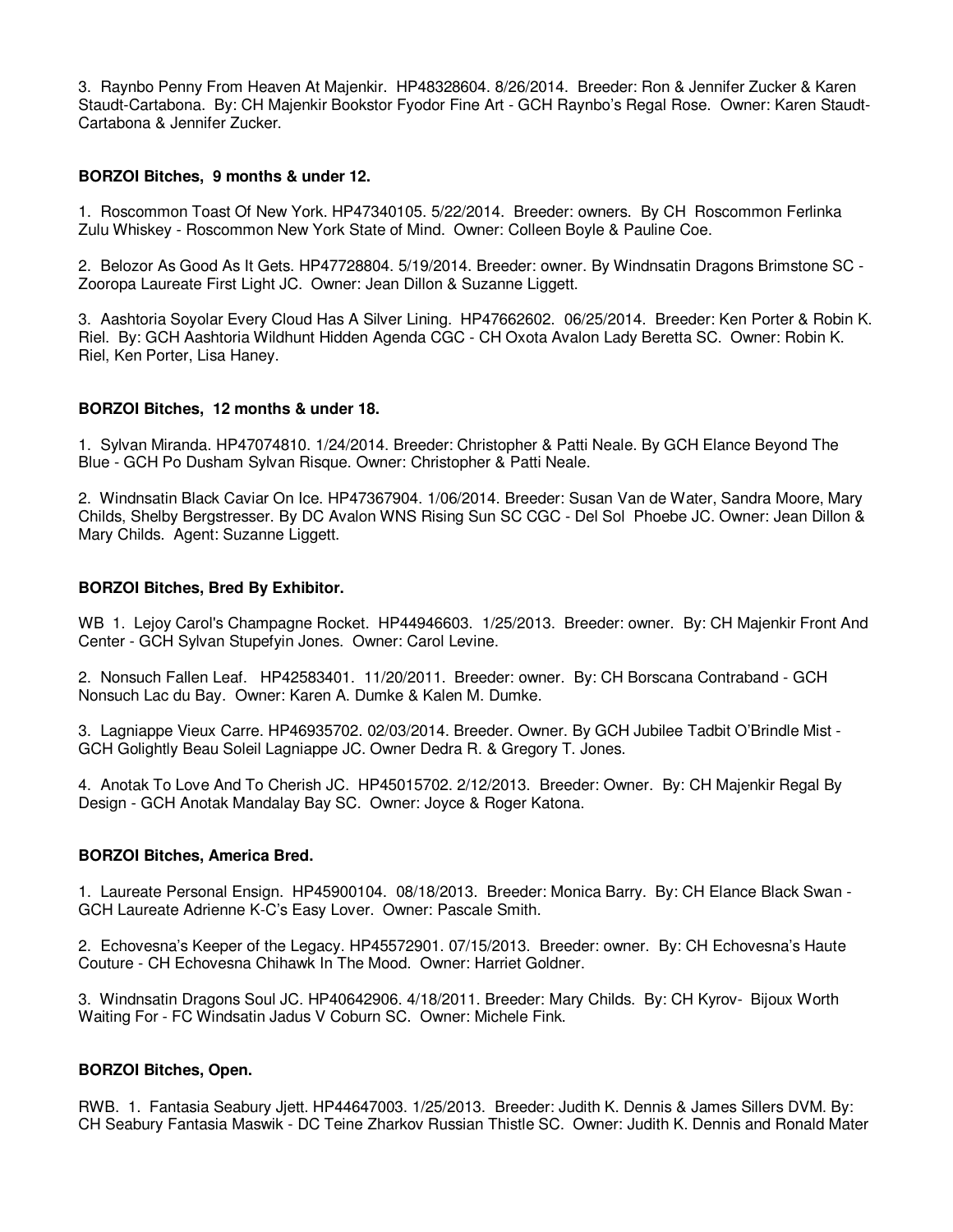3. Raynbo Penny From Heaven At Majenkir. HP48328604. 8/26/2014. Breeder: Ron & Jennifer Zucker & Karen Staudt-Cartabona. By: CH Majenkir Bookstor Fyodor Fine Art - GCH Raynbo's Regal Rose. Owner: Karen Staudt-Cartabona & Jennifer Zucker.

**BORZOI Bitches, 9 months & under 12.**

1. Roscommon Toast Of New York. HP47340105. 5/22/2014. Breeder: owners. By CH Roscommon Ferlinka Zulu Whiskey - Roscommon New York State of Mind. Owner: Colleen Boyle & Pauline Coe.

2. Belozor As Good As It Gets. HP47728804. 5/19/2014. Breeder: owner. By Windnsatin Dragons Brimstone SC - Zooropa Laureate First Light JC. Owner: Jean Dillon & Suzanne Liggett.

3. Aashtoria Soyolar Every Cloud Has A Silver Lining. HP47662602. 06/25/2014. Breeder: Ken Porter & Robin K. Riel. By: GCH Aashtoria Wildhunt Hidden Agenda CGC - CH Oxota Avalon Lady Beretta SC. Owner: Robin K. Riel, Ken Porter, Lisa Haney.

**BORZOI Bitches, 12 months & under 18.**

1. Sylvan Miranda. HP47074810. 1/24/2014. Breeder: Christopher & Patti Neale. By GCH Elance Beyond The Blue - GCH Po Dusham Sylvan Risque. Owner: Christopher & Patti Neale.

2. Windnsatin Black Caviar On Ice. HP47367904. 1/06/2014. Breeder: Susan Van de Water, Sandra Moore, Mary Childs, Shelby Bergstresser. By DC Avalon WNS Rising Sun SC CGC - Del Sol Phoebe JC. Owner: Jean Dillon & Mary Childs. Agent: Suzanne Liggett.

**BORZOI Bitches, Bred By Exhibitor.**

WB 1. Lejoy Carol's Champagne Rocket. HP44946603. 1/25/2013. Breeder: owner. By: CH Majenkir Front And Center - GCH Sylvan Stupefyin Jones. Owner: Carol Levine.

2. Nonsuch Fallen Leaf. HP42583401. 11/20/2011. Breeder: owner. By: CH Borscana Contraband - GCH Nonsuch Lac du Bay. Owner: Karen A. Dumke & Kalen M. Dumke.

3. Lagniappe Vieux Carre. HP46935702. 02/03/2014. Breeder. Owner. By GCH Jubilee Tadbit O'Brindle Mist - GCH Golightly Beau Soleil Lagniappe JC. Owner Dedra R. & Gregory T. Jones.

4. Anotak To Love And To Cherish JC. HP45015702. 2/12/2013. Breeder: Owner. By: CH Majenkir Regal By Design - GCH Anotak Mandalay Bay SC. Owner: Joyce & Roger Katona.

**BORZOI Bitches, America Bred.**

1. Laureate Personal Ensign. HP45900104. 08/18/2013. Breeder: Monica Barry. By: CH Elance Black Swan - GCH Laureate Adrienne K-C's Easy Lover. Owner: Pascale Smith.

2. Echovesna's Keeper of the Legacy. HP45572901. 07/15/2013. Breeder: owner. By: CH Echovesna's Haute Couture - CH Echovesna Chihawk In The Mood. Owner: Harriet Goldner.

3. Windnsatin Dragons Soul JC. HP40642906. 4/18/2011. Breeder: Mary Childs. By: CH Kyrov- Bijoux Worth Waiting For - FC Windsatin Jadus V Coburn SC. Owner: Michele Fink.

**BORZOI Bitches, Open.**

RWB. 1. Fantasia Seabury Jjett. HP44647003. 1/25/2013. Breeder: Judith K. Dennis & James Sillers DVM. By: CH Seabury Fantasia Maswik - DC Teine Zharkov Russian Thistle SC. Owner: Judith K. Dennis and Ronald Mater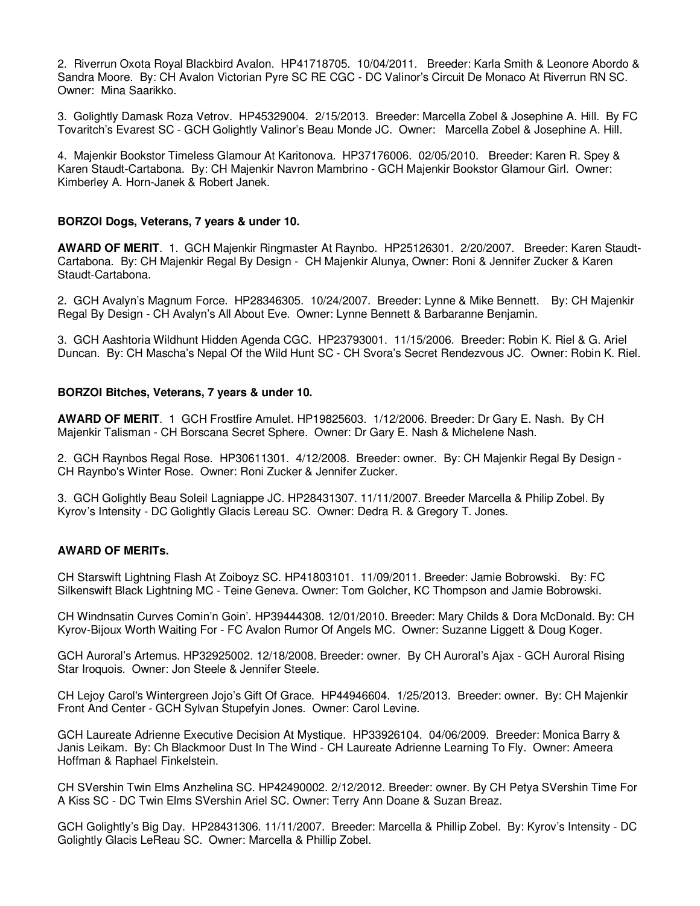2. Riverrun Oxota Royal Blackbird Avalon. HP41718705. 10/04/2011. Breeder: Karla Smith & Leonore Abordo & Sandra Moore. By: CH Avalon Victorian Pyre SC RE CGC - DC Valinor's Circuit De Monaco At Riverrun RN SC. Owner: Mina Saarikko.

3. Golightly Damask Roza Vetrov. HP45329004. 2/15/2013. Breeder: Marcella Zobel & Josephine A. Hill. By FC Tovaritch's Evarest SC - GCH Golightly Valinor's Beau Monde JC. Owner: Marcella Zobel & Josephine A. Hill.

4. Majenkir Bookstor Timeless Glamour At Karitonova. HP37176006. 02/05/2010. Breeder: Karen R. Spey & Karen Staudt-Cartabona. By: CH Majenkir Navron Mambrino - GCH Majenkir Bookstor Glamour Girl. Owner: Kimberley A. Horn-Janek & Robert Janek.

#### BORZOI Dogs, Veterans, 7 years & under 10.

**AWARD OF MERIT**. 1. GCH Majenkir Ringmaster At Raynbo. HP25126301. 2/20/2007. Breeder: Karen Staudt-Cartabona. By: CH Majenkir Regal By Design - CH Majenkir Alunya, Owner: Roni & Jennifer Zucker & Karen Staudt-Cartabona.

2. GCH Avalyn's Magnum Force. HP28346305. 10/24/2007. Breeder: Lynne & Mike Bennett. By: CH Majenkir Regal By Design - CH Avalyn's All About Eve. Owner: Lynne Bennett & Barbaranne Benjamin.

3. GCH Aashtoria Wildhunt Hidden Agenda CGC. HP23793001. 11/15/2006. Breeder: Robin K. Riel & G. Ariel Duncan. By: CH Mascha's Nepal Of the Wild Hunt SC - CH Svora's Secret Rendezvous JC. Owner: Robin K. Riel.

#### BORZOI Bitches, Veterans, 7 years & under 10.

**AWARD OF MERIT**. 1 GCH Frostfire Amulet. HP19825603. 1/12/2006. Breeder: Dr Gary E. Nash. By CH Majenkir Talisman - CH Borscana Secret Sphere. Owner: Dr Gary E. Nash & Michelene Nash.

2. GCH Raynbos Regal Rose. HP30611301. 4/12/2008. Breeder: owner. By: CH Majenkir Regal By Design - CH Raynbo's Winter Rose. Owner: Roni Zucker & Jennifer Zucker.

3. GCH Golightly Beau Soleil Lagniappe JC. HP28431307. 11/11/2007. Breeder Marcella & Philip Zobel. By Kyrov's Intensity - DC Golightly Glacis Lereau SC. Owner: Dedra R. & Gregory T. Jones.

#### AWARD OF MERITs.

CH Starswift Lightning Flash At Zoiboyz SC. HP41803101. 11/09/2011. Breeder: Jamie Bobrowski. By: FC Silkenswift Black Lightning MC - Teine Geneva. Owner: Tom Golcher, KC Thompson and Jamie Bobrowski.

CH Windnsatin Curves Comin'n Goin'. HP39444308. 12/01/2010. Breeder: Mary Childs & Dora McDonald. By: CH Kyrov-Bijoux Worth Waiting For - FC Avalon Rumor Of Angels MC. Owner: Suzanne Liggett & Doug Koger.

GCH Auroral's Artemus. HP32925002. 12/18/2008. Breeder: owner. By CH Auroral's Ajax - GCH Auroral Rising Star Iroquois. Owner: Jon Steele & Jennifer Steele.

CH Lejoy Carol's Wintergreen Jojo's Gift Of Grace. HP44946604. 1/25/2013. Breeder: owner. By: CH Majenkir Front And Center - GCH Sylvan Stupefyin Jones. Owner: Carol Levine.

GCH Laureate Adrienne Executive Decision At Mystique. HP33926104. 04/06/2009. Breeder: Monica Barry & Janis Leikam. By: Ch Blackmoor Dust In The Wind - CH Laureate Adrienne Learning To Fly. Owner: Ameera Hoffman & Raphael Finkelstein.

CH SVershin Twin Elms Anzhelina SC. HP42490002. 2/12/2012. Breeder: owner. By CH Petya SVershin Time For A Kiss SC - DC Twin Elms SVershin Ariel SC. Owner: Terry Ann Doane & Suzan Breaz.

GCH Golightly's Big Day. HP28431306. 11/11/2007. Breeder: Marcella & Phillip Zobel. By: Kyrov's Intensity - DC Golightly Glacis LeReau SC. Owner: Marcella & Phillip Zobel.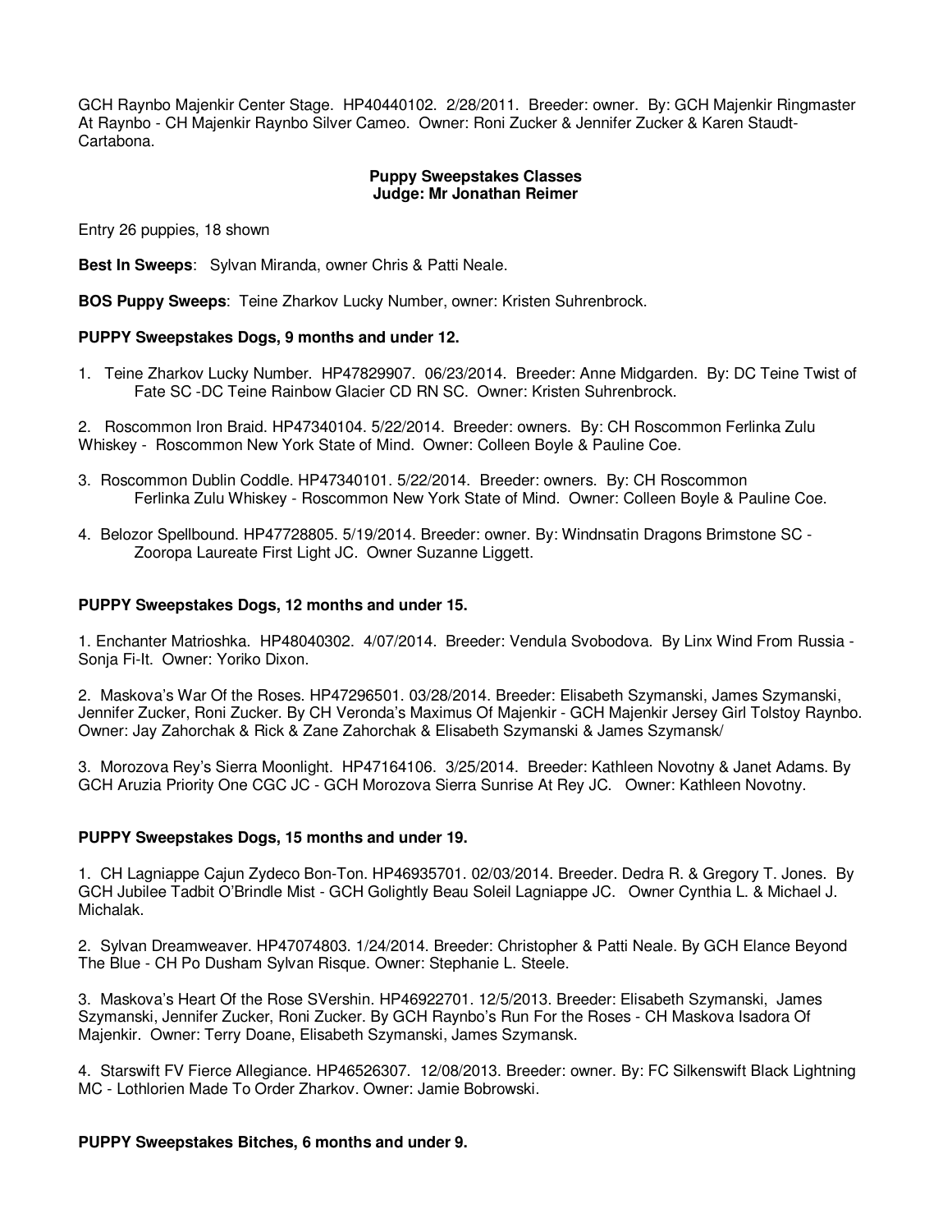GCH Raynbo Majenkir Center Stage. HP40440102. 2/28/2011. Breeder: owner. By: GCH Majenkir Ringmaster At Raynbo - CH Majenkir Raynbo Silver Cameo. Owner: Roni Zucker & Jennifer Zucker & Karen Staudt-Cartabona.

**Puppy Sweepstakes Classes**
**Judge: Mr Jonathan Reimer**

Entry 26 puppies, 18 shown

**Best In Sweeps**: Sylvan Miranda, owner Chris & Patti Neale.

**BOS Puppy Sweeps**: Teine Zharkov Lucky Number, owner: Kristen Suhrenbrock.

**PUPPY Sweepstakes Dogs, 9 months and under 12.**

1. Teine Zharkov Lucky Number. HP47829907. 06/23/2014. Breeder: Anne Midgarden. By: DC Teine Twist of Fate SC -DC Teine Rainbow Glacier CD RN SC. Owner: Kristen Suhrenbrock.

2. Roscommon Iron Braid. HP47340104. 5/22/2014. Breeder: owners. By: CH Roscommon Ferlinka Zulu Whiskey - Roscommon New York State of Mind. Owner: Colleen Boyle & Pauline Coe.

3. Roscommon Dublin Coddle. HP47340101. 5/22/2014. Breeder: owners. By: CH Roscommon Ferlinka Zulu Whiskey - Roscommon New York State of Mind. Owner: Colleen Boyle & Pauline Coe.

4. Belozor Spellbound. HP47728805. 5/19/2014. Breeder: owner. By: Windnsatin Dragons Brimstone SC - Zooropa Laureate First Light JC. Owner Suzanne Liggett.

**PUPPY Sweepstakes Dogs, 12 months and under 15.**

1. Enchanter Matrioshka. HP48040302. 4/07/2014. Breeder: Vendula Svobodova. By Linx Wind From Russia - Sonja Fi-It. Owner: Yoriko Dixon.

2. Maskova's War Of the Roses. HP47296501. 03/28/2014. Breeder: Elisabeth Szymanski, James Szymanski, Jennifer Zucker, Roni Zucker. By CH Veronda's Maximus Of Majenkir - GCH Majenkir Jersey Girl Tolstoy Raynbo. Owner: Jay Zahorchak & Rick & Zane Zahorchak & Elisabeth Szymanski & James Szymansk/

3. Morozova Rey's Sierra Moonlight. HP47164106. 3/25/2014. Breeder: Kathleen Novotny & Janet Adams. By GCH Aruzia Priority One CGC JC - GCH Morozova Sierra Sunrise At Rey JC. Owner: Kathleen Novotny.

**PUPPY Sweepstakes Dogs, 15 months and under 19.**

1. CH Lagniappe Cajun Zydeco Bon-Ton. HP46935701. 02/03/2014. Breeder. Dedra R. & Gregory T. Jones. By GCH Jubilee Tadbit O'Brindle Mist - GCH Golightly Beau Soleil Lagniappe JC. Owner Cynthia L. & Michael J. Michalak.

2. Sylvan Dreamweaver. HP47074803. 1/24/2014. Breeder: Christopher & Patti Neale. By GCH Elance Beyond The Blue - CH Po Dusham Sylvan Risque. Owner: Stephanie L. Steele.

3. Maskova's Heart Of the Rose SVershin. HP46922701. 12/5/2013. Breeder: Elisabeth Szymanski, James Szymanski, Jennifer Zucker, Roni Zucker. By GCH Raynbo's Run For the Roses - CH Maskova Isadora Of Majenkir. Owner: Terry Doane, Elisabeth Szymanski, James Szymansk.

4. Starswift FV Fierce Allegiance. HP46526307. 12/08/2013. Breeder: owner. By: FC Silkenswift Black Lightning MC - Lothlorien Made To Order Zharkov. Owner: Jamie Bobrowski.

**PUPPY Sweepstakes Bitches, 6 months and under 9.**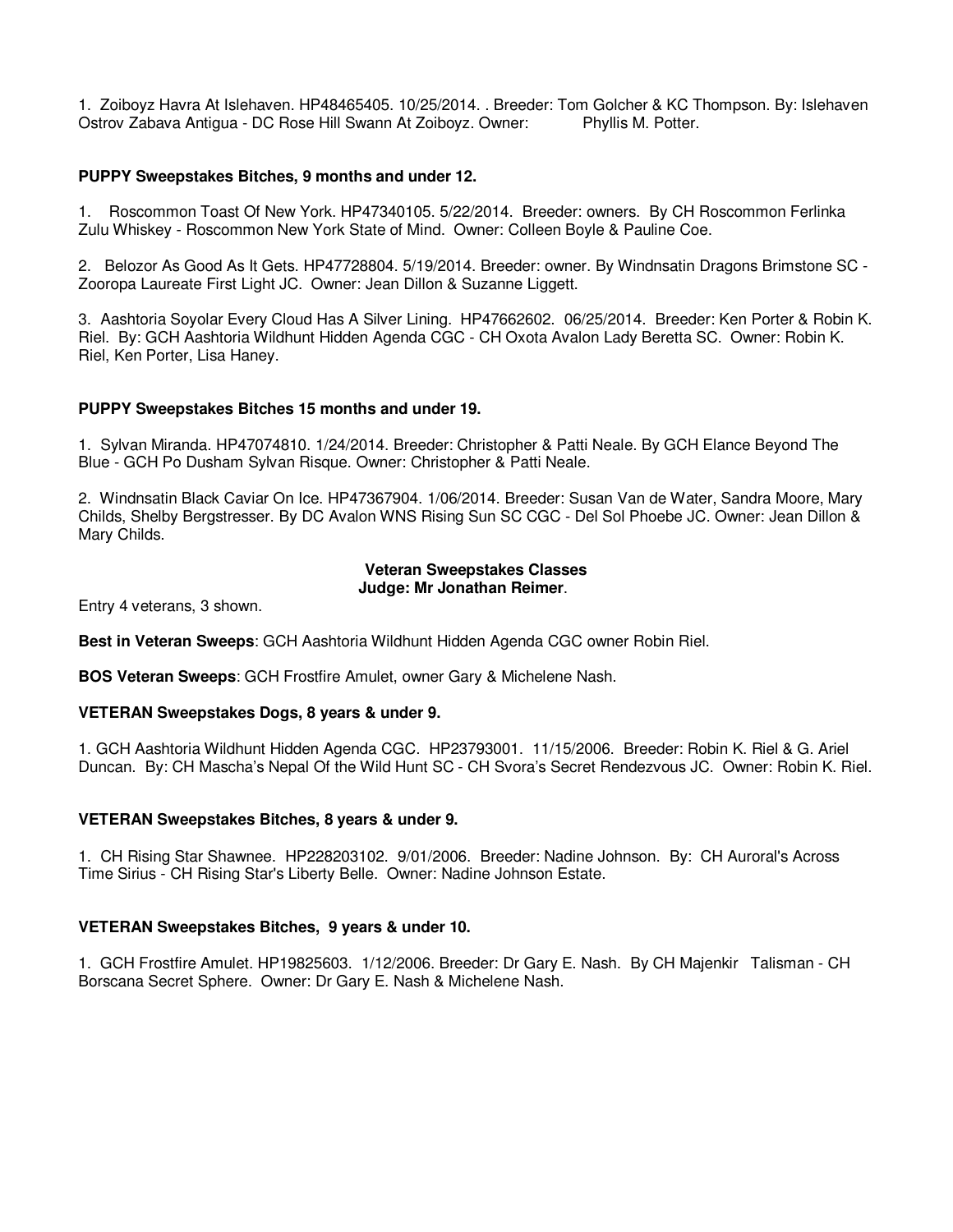1. Zoiboyz Havra At Islehaven. HP48465405. 10/25/2014. . Breeder: Tom Golcher & KC Thompson. By: Islehaven Ostrov Zabava Antigua - DC Rose Hill Swann At Zoiboyz. Owner: Phyllis M. Potter.

**PUPPY Sweepstakes Bitches, 9 months and under 12.**

1. Roscommon Toast Of New York. HP47340105. 5/22/2014. Breeder: owners. By CH Roscommon Ferlinka Zulu Whiskey - Roscommon New York State of Mind. Owner: Colleen Boyle & Pauline Coe.

2. Belozor As Good As It Gets. HP47728804. 5/19/2014. Breeder: owner. By Windnsatin Dragons Brimstone SC - Zooropa Laureate First Light JC. Owner: Jean Dillon & Suzanne Liggett.

3. Aashtoria Soyolar Every Cloud Has A Silver Lining. HP47662602. 06/25/2014. Breeder: Ken Porter & Robin K. Riel. By: GCH Aashtoria Wildhunt Hidden Agenda CGC - CH Oxota Avalon Lady Beretta SC. Owner: Robin K. Riel, Ken Porter, Lisa Haney.

**PUPPY Sweepstakes Bitches 15 months and under 19.**

1. Sylvan Miranda. HP47074810. 1/24/2014. Breeder: Christopher & Patti Neale. By GCH Elance Beyond The Blue - GCH Po Dusham Sylvan Risque. Owner: Christopher & Patti Neale.

2. Windnsatin Black Caviar On Ice. HP47367904. 1/06/2014. Breeder: Susan Van de Water, Sandra Moore, Mary Childs, Shelby Bergstresser. By DC Avalon WNS Rising Sun SC CGC - Del Sol Phoebe JC. Owner: Jean Dillon & Mary Childs.

**Veteran Sweepstakes Classes**
**Judge: Mr Jonathan Reimer**.

Entry 4 veterans, 3 shown.

**Best in Veteran Sweeps**: GCH Aashtoria Wildhunt Hidden Agenda CGC owner Robin Riel.

**BOS Veteran Sweeps**: GCH Frostfire Amulet, owner Gary & Michelene Nash.

**VETERAN Sweepstakes Dogs, 8 years & under 9.**

1. GCH Aashtoria Wildhunt Hidden Agenda CGC. HP23793001. 11/15/2006. Breeder: Robin K. Riel & G. Ariel Duncan. By: CH Mascha's Nepal Of the Wild Hunt SC - CH Svora's Secret Rendezvous JC. Owner: Robin K. Riel.

**VETERAN Sweepstakes Bitches, 8 years & under 9.**

1. CH Rising Star Shawnee. HP228203102. 9/01/2006. Breeder: Nadine Johnson. By: CH Auroral's Across Time Sirius - CH Rising Star's Liberty Belle. Owner: Nadine Johnson Estate.

**VETERAN Sweepstakes Bitches, 9 years & under 10.**

1. GCH Frostfire Amulet. HP19825603. 1/12/2006. Breeder: Dr Gary E. Nash. By CH Majenkir Talisman - CH Borscana Secret Sphere. Owner: Dr Gary E. Nash & Michelene Nash.